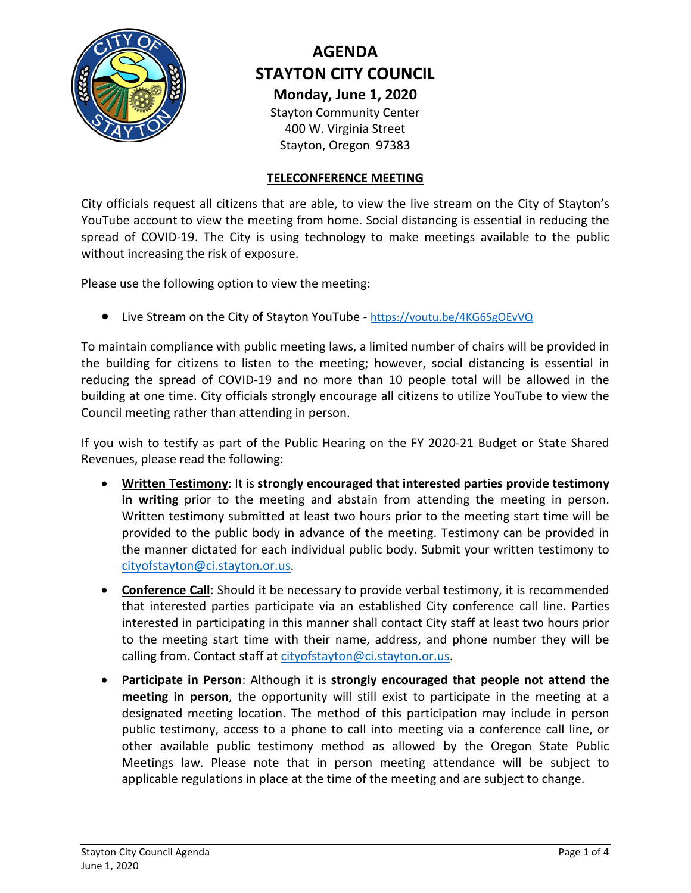# AGENDA
# STAYTON CITY COUNCIL

**Monday, June 1, 2020**

Stayton Community Center
400 W. Virginia Street
Stayton, Oregon 97383

## TELECONFERENCE MEETING

City officials request all citizens that are able, to view the live stream on the City of Stayton's YouTube account to view the meeting from home. Social distancing is essential in reducing the spread of COVID-19. The City is using technology to make meetings available to the public without increasing the risk of exposure.

Please use the following option to view the meeting:

- Live Stream on the City of Stayton YouTube - https://youtu.be/4KG6SgOEvVQ

To maintain compliance with public meeting laws, a limited number of chairs will be provided in the building for citizens to listen to the meeting; however, social distancing is essential in reducing the spread of COVID-19 and no more than 10 people total will be allowed in the building at one time. City officials strongly encourage all citizens to utilize YouTube to view the Council meeting rather than attending in person.

If you wish to testify as part of the Public Hearing on the FY 2020-21 Budget or State Shared Revenues, please read the following:

- **Written Testimony**: It is **strongly encouraged that interested parties provide testimony in writing** prior to the meeting and abstain from attending the meeting in person. Written testimony submitted at least two hours prior to the meeting start time will be provided to the public body in advance of the meeting. Testimony can be provided in the manner dictated for each individual public body. Submit your written testimony to cityofstayton@ci.stayton.or.us.
- **Conference Call**: Should it be necessary to provide verbal testimony, it is recommended that interested parties participate via an established City conference call line. Parties interested in participating in this manner shall contact City staff at least two hours prior to the meeting start time with their name, address, and phone number they will be calling from. Contact staff at cityofstayton@ci.stayton.or.us.
- **Participate in Person**: Although it is **strongly encouraged that people not attend the meeting in person**, the opportunity will still exist to participate in the meeting at a designated meeting location. The method of this participation may include in person public testimony, access to a phone to call into meeting via a conference call line, or other available public testimony method as allowed by the Oregon State Public Meetings law. Please note that in person meeting attendance will be subject to applicable regulations in place at the time of the meeting and are subject to change.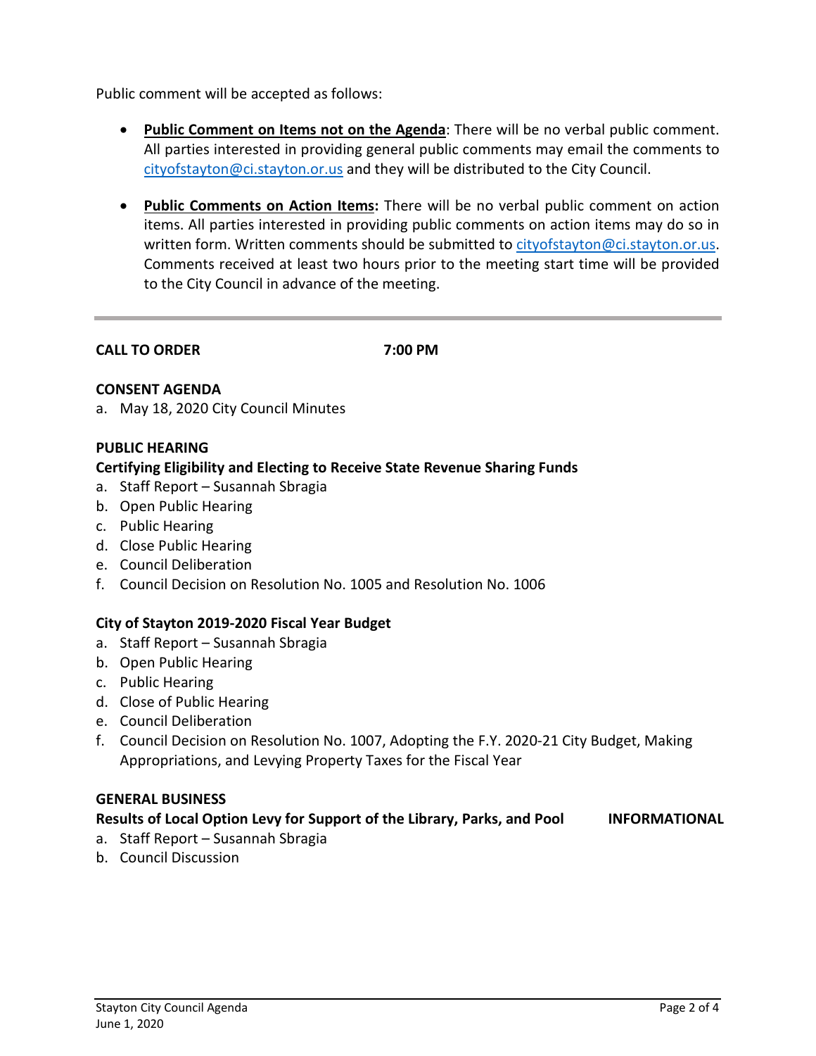Public comment will be accepted as follows:

- **Public Comment on Items not on the Agenda**: There will be no verbal public comment. All parties interested in providing general public comments may email the comments to cityofstayton@ci.stayton.or.us and they will be distributed to the City Council.

- **Public Comments on Action Items:** There will be no verbal public comment on action items. All parties interested in providing public comments on action items may do so in written form. Written comments should be submitted to cityofstayton@ci.stayton.or.us. Comments received at least two hours prior to the meeting start time will be provided to the City Council in advance of the meeting.

---

**CALL TO ORDER** **7:00 PM**

**CONSENT AGENDA**

a. May 18, 2020 City Council Minutes

**PUBLIC HEARING**

**Certifying Eligibility and Electing to Receive State Revenue Sharing Funds**

a. Staff Report – Susannah Sbragia
b. Open Public Hearing
c. Public Hearing
d. Close Public Hearing
e. Council Deliberation
f. Council Decision on Resolution No. 1005 and Resolution No. 1006

**City of Stayton 2019-2020 Fiscal Year Budget**

a. Staff Report – Susannah Sbragia
b. Open Public Hearing
c. Public Hearing
d. Close of Public Hearing
e. Council Deliberation
f. Council Decision on Resolution No. 1007, Adopting the F.Y. 2020-21 City Budget, Making Appropriations, and Levying Property Taxes for the Fiscal Year

**GENERAL BUSINESS**

**Results of Local Option Levy for Support of the Library, Parks, and Pool** **INFORMATIONAL**

a. Staff Report – Susannah Sbragia
b. Council Discussion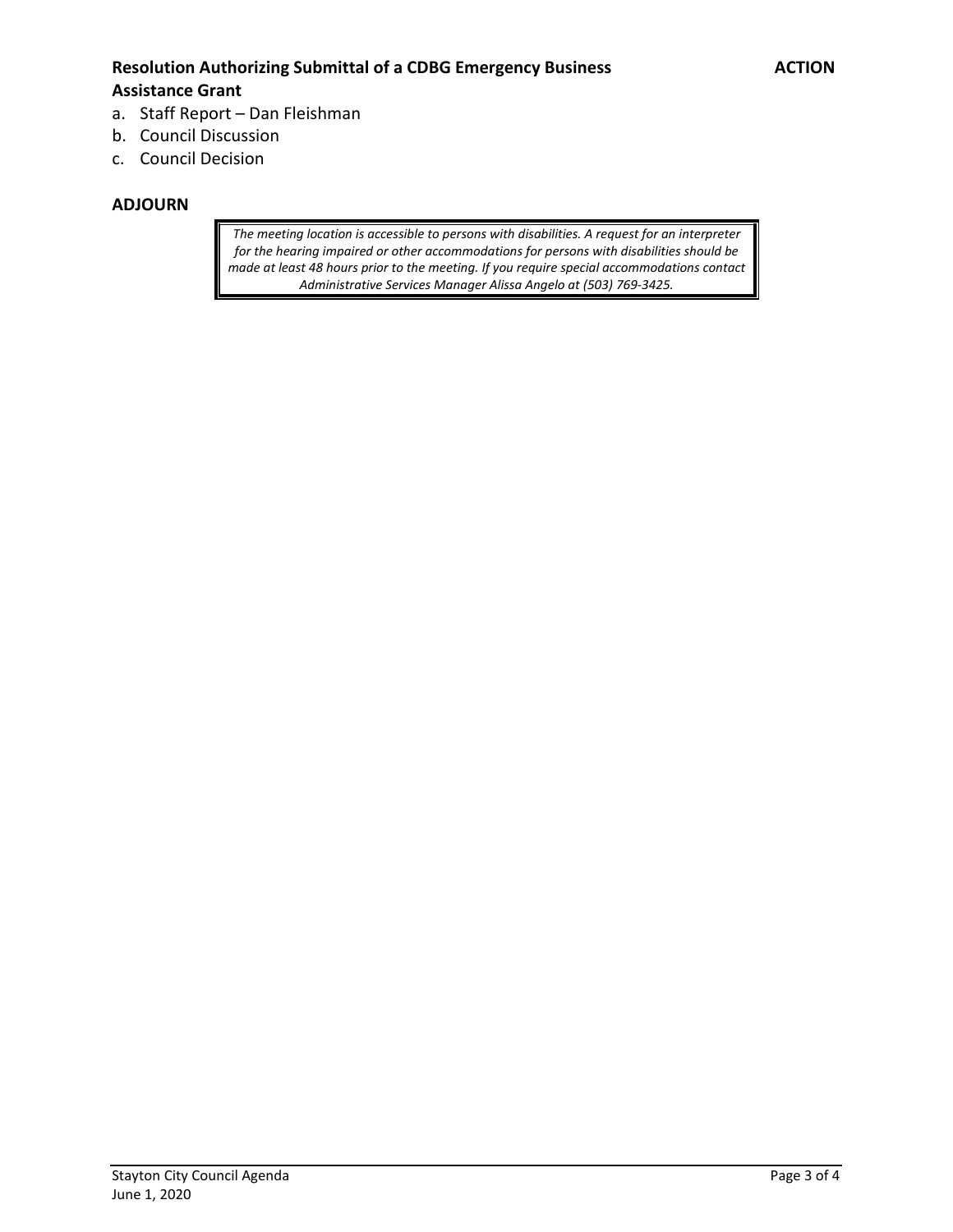**Resolution Authorizing Submittal of a CDBG Emergency Business Assistance Grant** **ACTION**

a. Staff Report – Dan Fleishman
b. Council Discussion
c. Council Decision

**ADJOURN**

*The meeting location is accessible to persons with disabilities. A request for an interpreter for the hearing impaired or other accommodations for persons with disabilities should be made at least 48 hours prior to the meeting. If you require special accommodations contact Administrative Services Manager Alissa Angelo at (503) 769-3425.*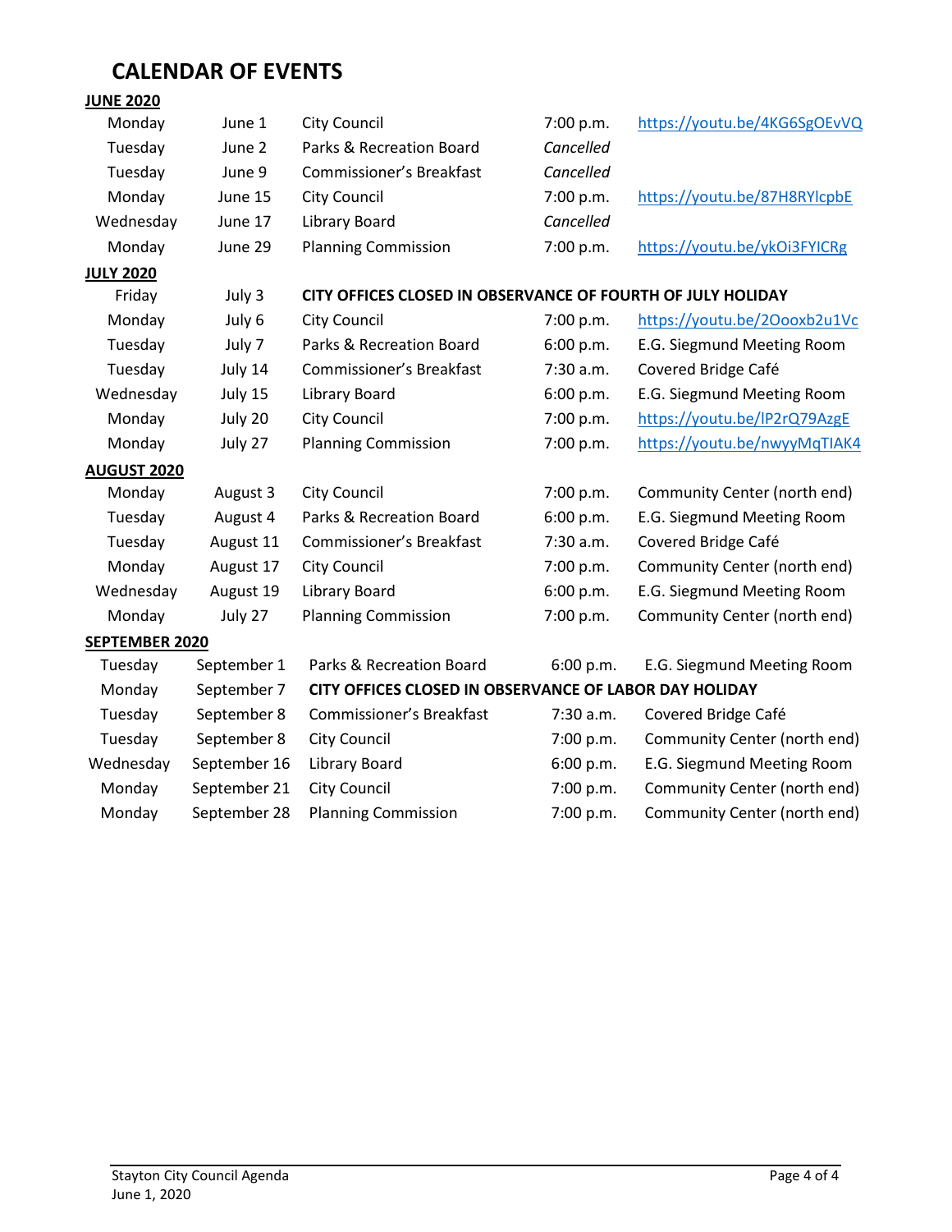# CALENDAR OF EVENTS

**JUNE 2020**

| | | | | |
|---|---|---|---|---|
| Monday | June 1 | City Council | 7:00 p.m. | https://youtu.be/4KG6SgOEvVQ |
| Tuesday | June 2 | Parks & Recreation Board | *Cancelled* | |
| Tuesday | June 9 | Commissioner's Breakfast | *Cancelled* | |
| Monday | June 15 | City Council | 7:00 p.m. | https://youtu.be/87H8RYlcpbE |
| Wednesday | June 17 | Library Board | *Cancelled* | |
| Monday | June 29 | Planning Commission | 7:00 p.m. | https://youtu.be/ykOi3FYICRg |

**JULY 2020**

| | | | | |
|---|---|---|---|---|
| Friday | July 3 | **CITY OFFICES CLOSED IN OBSERVANCE OF FOURTH OF JULY HOLIDAY** | | |
| Monday | July 6 | City Council | 7:00 p.m. | https://youtu.be/2Oooxb2u1Vc |
| Tuesday | July 7 | Parks & Recreation Board | 6:00 p.m. | E.G. Siegmund Meeting Room |
| Tuesday | July 14 | Commissioner's Breakfast | 7:30 a.m. | Covered Bridge Café |
| Wednesday | July 15 | Library Board | 6:00 p.m. | E.G. Siegmund Meeting Room |
| Monday | July 20 | City Council | 7:00 p.m. | https://youtu.be/lP2rQ79AzgE |
| Monday | July 27 | Planning Commission | 7:00 p.m. | https://youtu.be/nwyyMqTIAK4 |

**AUGUST 2020**

| | | | | |
|---|---|---|---|---|
| Monday | August 3 | City Council | 7:00 p.m. | Community Center (north end) |
| Tuesday | August 4 | Parks & Recreation Board | 6:00 p.m. | E.G. Siegmund Meeting Room |
| Tuesday | August 11 | Commissioner's Breakfast | 7:30 a.m. | Covered Bridge Café |
| Monday | August 17 | City Council | 7:00 p.m. | Community Center (north end) |
| Wednesday | August 19 | Library Board | 6:00 p.m. | E.G. Siegmund Meeting Room |
| Monday | July 27 | Planning Commission | 7:00 p.m. | Community Center (north end) |

**SEPTEMBER 2020**

| | | | | |
|---|---|---|---|---|
| Tuesday | September 1 | Parks & Recreation Board | 6:00 p.m. | E.G. Siegmund Meeting Room |
| Monday | September 7 | **CITY OFFICES CLOSED IN OBSERVANCE OF LABOR DAY HOLIDAY** | | |
| Tuesday | September 8 | Commissioner's Breakfast | 7:30 a.m. | Covered Bridge Café |
| Tuesday | September 8 | City Council | 7:00 p.m. | Community Center (north end) |
| Wednesday | September 16 | Library Board | 6:00 p.m. | E.G. Siegmund Meeting Room |
| Monday | September 21 | City Council | 7:00 p.m. | Community Center (north end) |
| Monday | September 28 | Planning Commission | 7:00 p.m. | Community Center (north end) |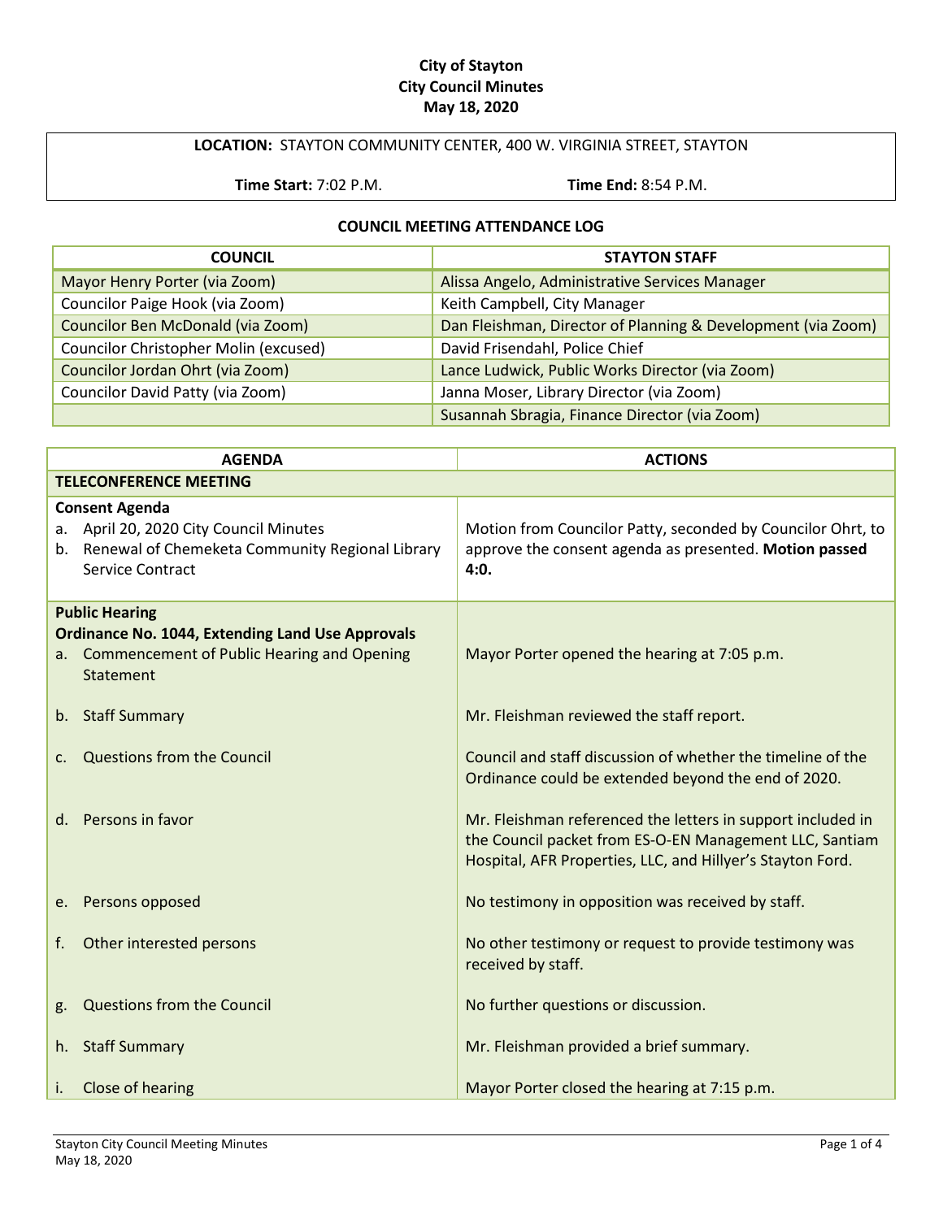**City of Stayton**
**City Council Minutes**
**May 18, 2020**

| **LOCATION:** STAYTON COMMUNITY CENTER, 400 W. VIRGINIA STREET, STAYTON | |
|---|---|
| **Time Start:** 7:02 P.M. | **Time End:** 8:54 P.M. |

**COUNCIL MEETING ATTENDANCE LOG**

| COUNCIL | STAYTON STAFF |
|---|---|
| Mayor Henry Porter (via Zoom) | Alissa Angelo, Administrative Services Manager |
| Councilor Paige Hook (via Zoom) | Keith Campbell, City Manager |
| Councilor Ben McDonald (via Zoom) | Dan Fleishman, Director of Planning & Development (via Zoom) |
| Councilor Christopher Molin (excused) | David Frisendahl, Police Chief |
| Councilor Jordan Ohrt (via Zoom) | Lance Ludwick, Public Works Director (via Zoom) |
| Councilor David Patty (via Zoom) | Janna Moser, Library Director (via Zoom) |
| | Susannah Sbragia, Finance Director (via Zoom) |

| AGENDA | ACTIONS |
|---|---|
| **TELECONFERENCE MEETING** | |
| **Consent Agenda**<br>a. April 20, 2020 City Council Minutes<br>b. Renewal of Chemeketa Community Regional Library Service Contract | Motion from Councilor Patty, seconded by Councilor Ohrt, to approve the consent agenda as presented. **Motion passed 4:0.** |
| **Public Hearing**<br>**Ordinance No. 1044, Extending Land Use Approvals** | |
| a. Commencement of Public Hearing and Opening Statement | Mayor Porter opened the hearing at 7:05 p.m. |
| b. Staff Summary | Mr. Fleishman reviewed the staff report. |
| c. Questions from the Council | Council and staff discussion of whether the timeline of the Ordinance could be extended beyond the end of 2020. |
| d. Persons in favor | Mr. Fleishman referenced the letters in support included in the Council packet from ES-O-EN Management LLC, Santiam Hospital, AFR Properties, LLC, and Hillyer's Stayton Ford. |
| e. Persons opposed | No testimony in opposition was received by staff. |
| f. Other interested persons | No other testimony or request to provide testimony was received by staff. |
| g. Questions from the Council | No further questions or discussion. |
| h. Staff Summary | Mr. Fleishman provided a brief summary. |
| i. Close of hearing | Mayor Porter closed the hearing at 7:15 p.m. |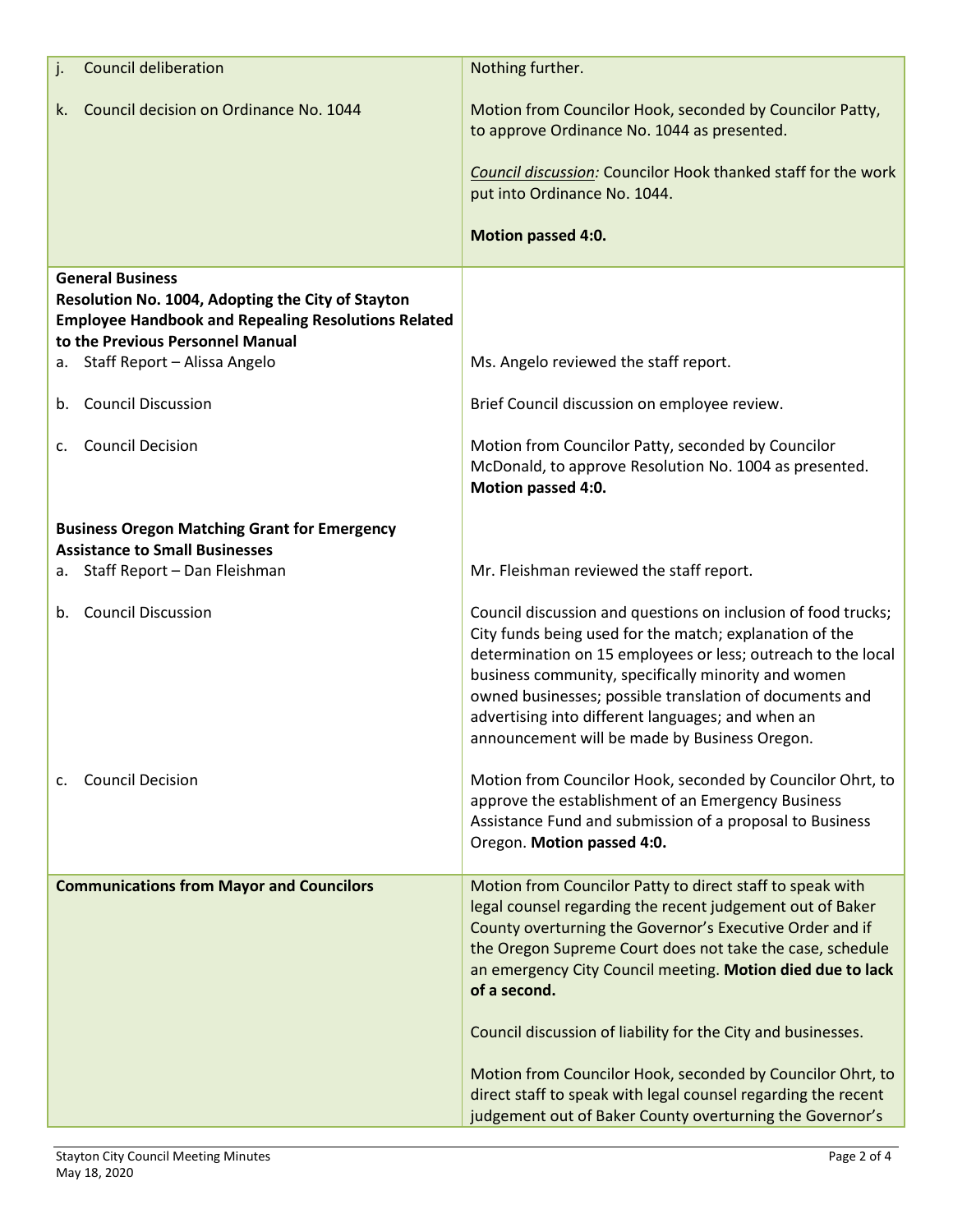| | |
|---|---|
| j. Council deliberation | Nothing further. |
| k. Council decision on Ordinance No. 1044 | Motion from Councilor Hook, seconded by Councilor Patty, to approve Ordinance No. 1044 as presented.<br><br>*Council discussion:* Councilor Hook thanked staff for the work put into Ordinance No. 1044.<br><br>**Motion passed 4:0.** |
| **General Business**<br>**Resolution No. 1004, Adopting the City of Stayton Employee Handbook and Repealing Resolutions Related to the Previous Personnel Manual** | |
| a. Staff Report – Alissa Angelo | Ms. Angelo reviewed the staff report. |
| b. Council Discussion | Brief Council discussion on employee review. |
| c. Council Decision | Motion from Councilor Patty, seconded by Councilor McDonald, to approve Resolution No. 1004 as presented. **Motion passed 4:0.** |
| **Business Oregon Matching Grant for Emergency Assistance to Small Businesses** | |
| a. Staff Report – Dan Fleishman | Mr. Fleishman reviewed the staff report. |
| b. Council Discussion | Council discussion and questions on inclusion of food trucks; City funds being used for the match; explanation of the determination on 15 employees or less; outreach to the local business community, specifically minority and women owned businesses; possible translation of documents and advertising into different languages; and when an announcement will be made by Business Oregon. |
| c. Council Decision | Motion from Councilor Hook, seconded by Councilor Ohrt, to approve the establishment of an Emergency Business Assistance Fund and submission of a proposal to Business Oregon. **Motion passed 4:0.** |
| **Communications from Mayor and Councilors** | Motion from Councilor Patty to direct staff to speak with legal counsel regarding the recent judgement out of Baker County overturning the Governor's Executive Order and if the Oregon Supreme Court does not take the case, schedule an emergency City Council meeting. **Motion died due to lack of a second.**<br><br>Council discussion of liability for the City and businesses.<br><br>Motion from Councilor Hook, seconded by Councilor Ohrt, to direct staff to speak with legal counsel regarding the recent judgement out of Baker County overturning the Governor's |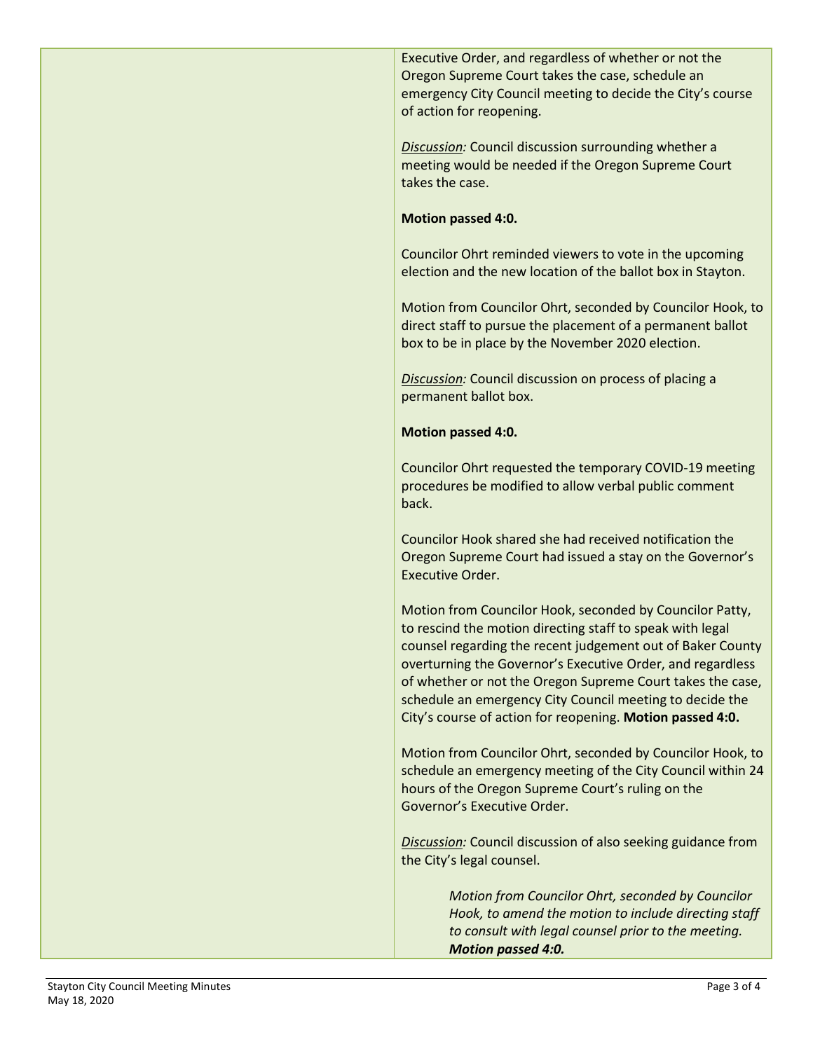Executive Order, and regardless of whether or not the Oregon Supreme Court takes the case, schedule an emergency City Council meeting to decide the City's course of action for reopening.

*Discussion:* Council discussion surrounding whether a meeting would be needed if the Oregon Supreme Court takes the case.

**Motion passed 4:0.**

Councilor Ohrt reminded viewers to vote in the upcoming election and the new location of the ballot box in Stayton.

Motion from Councilor Ohrt, seconded by Councilor Hook, to direct staff to pursue the placement of a permanent ballot box to be in place by the November 2020 election.

*Discussion:* Council discussion on process of placing a permanent ballot box.

**Motion passed 4:0.**

Councilor Ohrt requested the temporary COVID-19 meeting procedures be modified to allow verbal public comment back.

Councilor Hook shared she had received notification the Oregon Supreme Court had issued a stay on the Governor's Executive Order.

Motion from Councilor Hook, seconded by Councilor Patty, to rescind the motion directing staff to speak with legal counsel regarding the recent judgement out of Baker County overturning the Governor's Executive Order, and regardless of whether or not the Oregon Supreme Court takes the case, schedule an emergency City Council meeting to decide the City's course of action for reopening. **Motion passed 4:0.**

Motion from Councilor Ohrt, seconded by Councilor Hook, to schedule an emergency meeting of the City Council within 24 hours of the Oregon Supreme Court's ruling on the Governor's Executive Order.

*Discussion:* Council discussion of also seeking guidance from the City's legal counsel.

> *Motion from Councilor Ohrt, seconded by Councilor Hook, to amend the motion to include directing staff to consult with legal counsel prior to the meeting.* ***Motion passed 4:0.***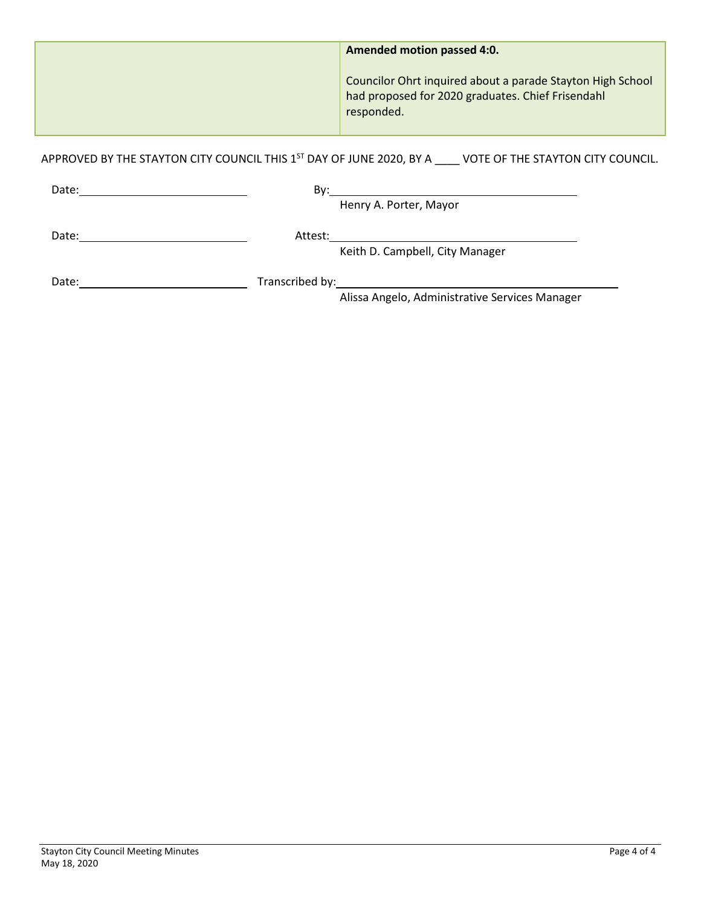| | **Amended motion passed 4:0.**<br><br>Councilor Ohrt inquired about a parade Stayton High School had proposed for 2020 graduates. Chief Frisendahl responded. |
|---|---|

APPROVED BY THE STAYTON CITY COUNCIL THIS 1ST DAY OF JUNE 2020, BY A ____ VOTE OF THE STAYTON CITY COUNCIL.

Date:____________________ By:______________________________
Henry A. Porter, Mayor

Date:____________________ Attest:______________________________
Keith D. Campbell, City Manager

Date:____________________ Transcribed by:______________________________
Alissa Angelo, Administrative Services Manager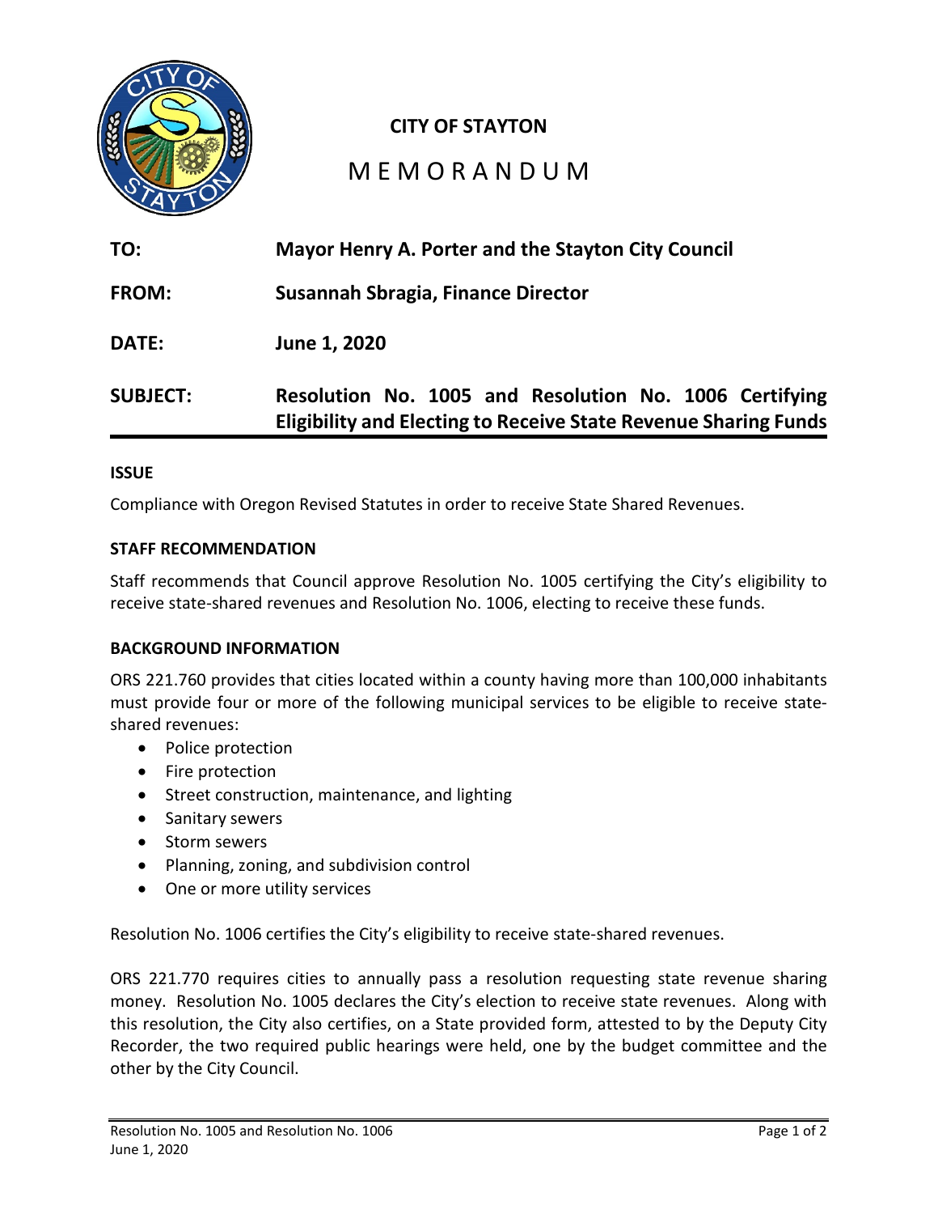**CITY OF STAYTON**

# MEMORANDUM

**TO:** **Mayor Henry A. Porter and the Stayton City Council**

**FROM:** **Susannah Sbragia, Finance Director**

**DATE:** **June 1, 2020**

**SUBJECT:** **Resolution No. 1005 and Resolution No. 1006 Certifying Eligibility and Electing to Receive State Revenue Sharing Funds**

---

**ISSUE**

Compliance with Oregon Revised Statutes in order to receive State Shared Revenues.

**STAFF RECOMMENDATION**

Staff recommends that Council approve Resolution No. 1005 certifying the City's eligibility to receive state-shared revenues and Resolution No. 1006, electing to receive these funds.

**BACKGROUND INFORMATION**

ORS 221.760 provides that cities located within a county having more than 100,000 inhabitants must provide four or more of the following municipal services to be eligible to receive state-shared revenues:

- Police protection
- Fire protection
- Street construction, maintenance, and lighting
- Sanitary sewers
- Storm sewers
- Planning, zoning, and subdivision control
- One or more utility services

Resolution No. 1006 certifies the City's eligibility to receive state-shared revenues.

ORS 221.770 requires cities to annually pass a resolution requesting state revenue sharing money. Resolution No. 1005 declares the City's election to receive state revenues. Along with this resolution, the City also certifies, on a State provided form, attested to by the Deputy City Recorder, the two required public hearings were held, one by the budget committee and the other by the City Council.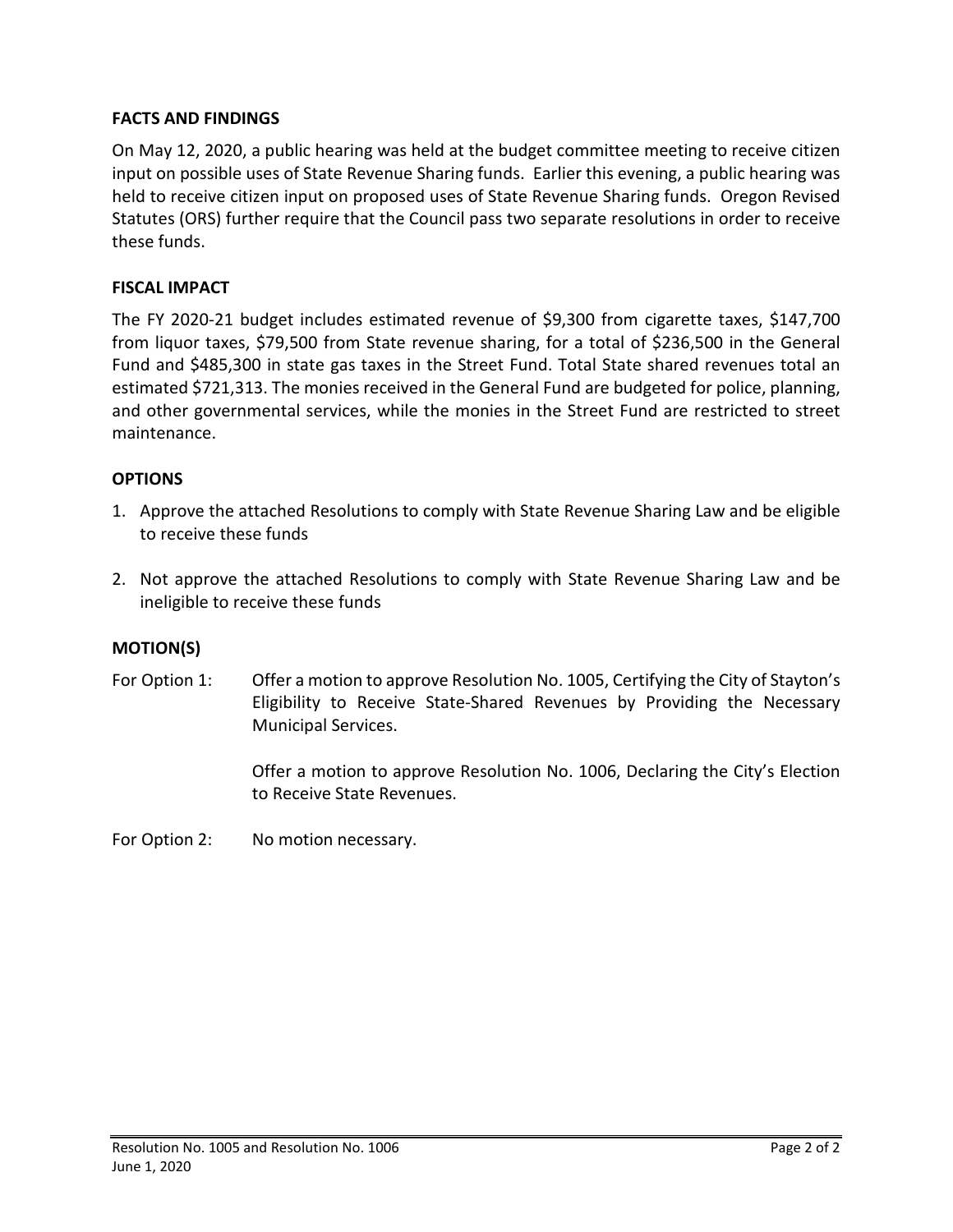## FACTS AND FINDINGS

On May 12, 2020, a public hearing was held at the budget committee meeting to receive citizen input on possible uses of State Revenue Sharing funds. Earlier this evening, a public hearing was held to receive citizen input on proposed uses of State Revenue Sharing funds. Oregon Revised Statutes (ORS) further require that the Council pass two separate resolutions in order to receive these funds.

## FISCAL IMPACT

The FY 2020-21 budget includes estimated revenue of $9,300 from cigarette taxes, $147,700 from liquor taxes, $79,500 from State revenue sharing, for a total of $236,500 in the General Fund and $485,300 in state gas taxes in the Street Fund. Total State shared revenues total an estimated $721,313. The monies received in the General Fund are budgeted for police, planning, and other governmental services, while the monies in the Street Fund are restricted to street maintenance.

## OPTIONS

1. Approve the attached Resolutions to comply with State Revenue Sharing Law and be eligible to receive these funds
2. Not approve the attached Resolutions to comply with State Revenue Sharing Law and be ineligible to receive these funds

## MOTION(S)

For Option 1: Offer a motion to approve Resolution No. 1005, Certifying the City of Stayton's Eligibility to Receive State-Shared Revenues by Providing the Necessary Municipal Services.

Offer a motion to approve Resolution No. 1006, Declaring the City's Election to Receive State Revenues.

For Option 2: No motion necessary.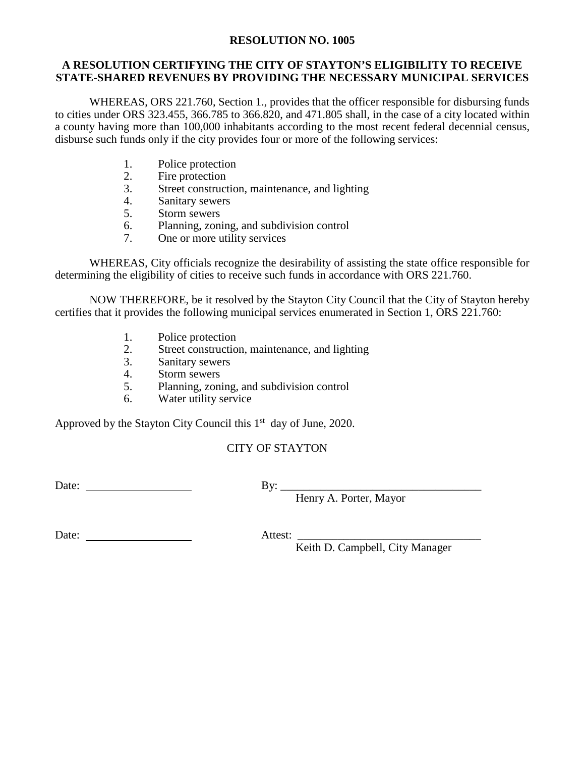**RESOLUTION NO. 1005**

**A RESOLUTION CERTIFYING THE CITY OF STAYTON'S ELIGIBILITY TO RECEIVE STATE-SHARED REVENUES BY PROVIDING THE NECESSARY MUNICIPAL SERVICES**

WHEREAS, ORS 221.760, Section 1., provides that the officer responsible for disbursing funds to cities under ORS 323.455, 366.785 to 366.820, and 471.805 shall, in the case of a city located within a county having more than 100,000 inhabitants according to the most recent federal decennial census, disburse such funds only if the city provides four or more of the following services:

1. Police protection
2. Fire protection
3. Street construction, maintenance, and lighting
4. Sanitary sewers
5. Storm sewers
6. Planning, zoning, and subdivision control
7. One or more utility services

WHEREAS, City officials recognize the desirability of assisting the state office responsible for determining the eligibility of cities to receive such funds in accordance with ORS 221.760.

NOW THEREFORE, be it resolved by the Stayton City Council that the City of Stayton hereby certifies that it provides the following municipal services enumerated in Section 1, ORS 221.760:

1. Police protection
2. Street construction, maintenance, and lighting
3. Sanitary sewers
4. Storm sewers
5. Planning, zoning, and subdivision control
6. Water utility service

Approved by the Stayton City Council this 1st day of June, 2020.

CITY OF STAYTON

Date: ____________________ By: ____________________________________
Henry A. Porter, Mayor

Date: ____________________ Attest: ________________________________
Keith D. Campbell, City Manager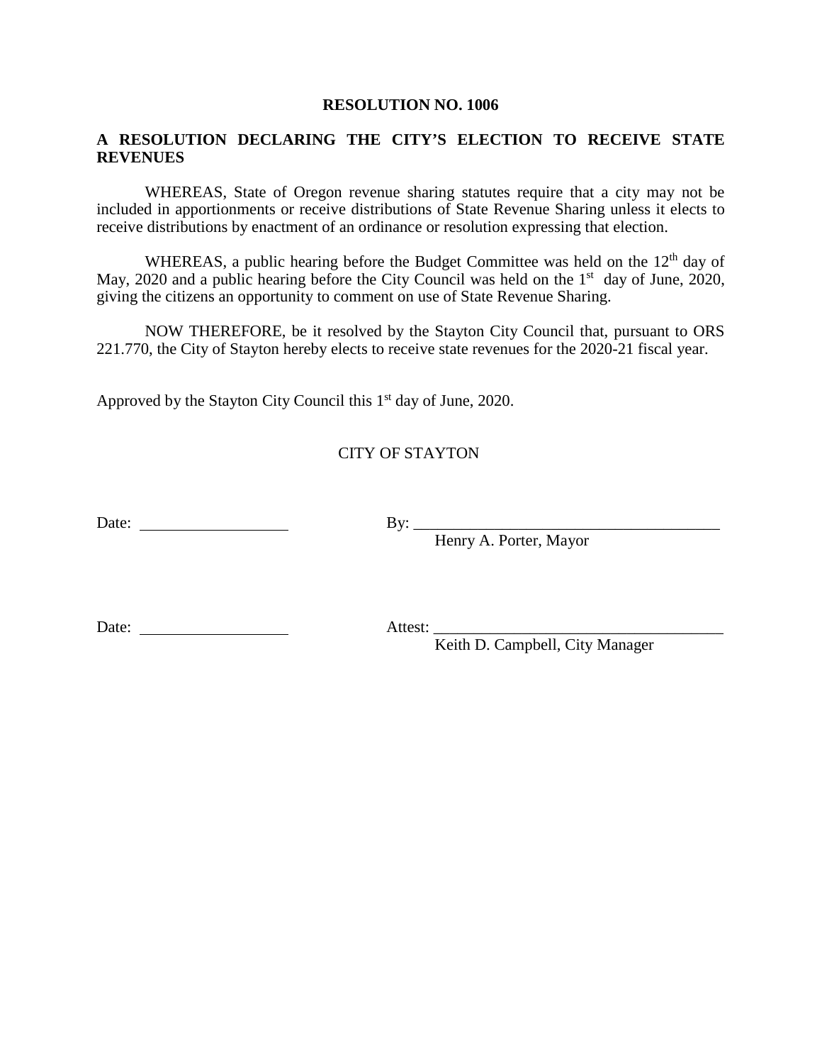**RESOLUTION NO. 1006**

**A RESOLUTION DECLARING THE CITY'S ELECTION TO RECEIVE STATE REVENUES**

WHEREAS, State of Oregon revenue sharing statutes require that a city may not be included in apportionments or receive distributions of State Revenue Sharing unless it elects to receive distributions by enactment of an ordinance or resolution expressing that election.

WHEREAS, a public hearing before the Budget Committee was held on the 12th day of May, 2020 and a public hearing before the City Council was held on the 1st day of June, 2020, giving the citizens an opportunity to comment on use of State Revenue Sharing.

NOW THEREFORE, be it resolved by the Stayton City Council that, pursuant to ORS 221.770, the City of Stayton hereby elects to receive state revenues for the 2020-21 fiscal year.

Approved by the Stayton City Council this 1st day of June, 2020.

CITY OF STAYTON

Date: ____________________ By: ________________________________________
Henry A. Porter, Mayor

Date: ____________________ Attest: _____________________________________
Keith D. Campbell, City Manager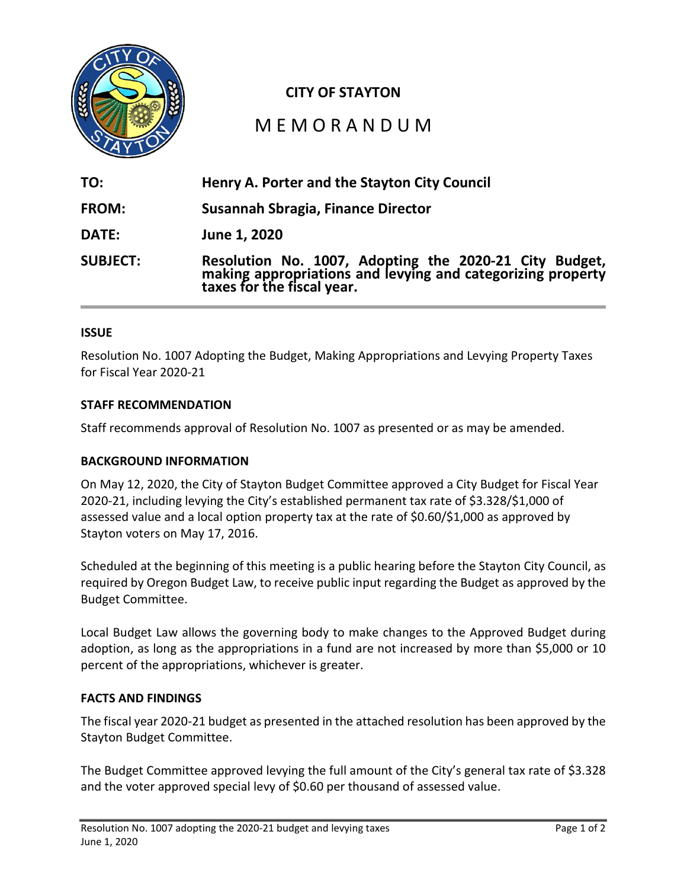**CITY OF STAYTON**

# MEMORANDUM

**TO:** Henry A. Porter and the Stayton City Council

**FROM:** Susannah Sbragia, Finance Director

**DATE:** June 1, 2020

**SUBJECT:** Resolution No. 1007, Adopting the 2020-21 City Budget, making appropriations and levying and categorizing property taxes for the fiscal year.

---

### ISSUE

Resolution No. 1007 Adopting the Budget, Making Appropriations and Levying Property Taxes for Fiscal Year 2020-21

### STAFF RECOMMENDATION

Staff recommends approval of Resolution No. 1007 as presented or as may be amended.

### BACKGROUND INFORMATION

On May 12, 2020, the City of Stayton Budget Committee approved a City Budget for Fiscal Year 2020-21, including levying the City's established permanent tax rate of $3.328/$1,000 of assessed value and a local option property tax at the rate of $0.60/$1,000 as approved by Stayton voters on May 17, 2016.

Scheduled at the beginning of this meeting is a public hearing before the Stayton City Council, as required by Oregon Budget Law, to receive public input regarding the Budget as approved by the Budget Committee.

Local Budget Law allows the governing body to make changes to the Approved Budget during adoption, as long as the appropriations in a fund are not increased by more than $5,000 or 10 percent of the appropriations, whichever is greater.

### FACTS AND FINDINGS

The fiscal year 2020-21 budget as presented in the attached resolution has been approved by the Stayton Budget Committee.

The Budget Committee approved levying the full amount of the City's general tax rate of $3.328 and the voter approved special levy of $0.60 per thousand of assessed value.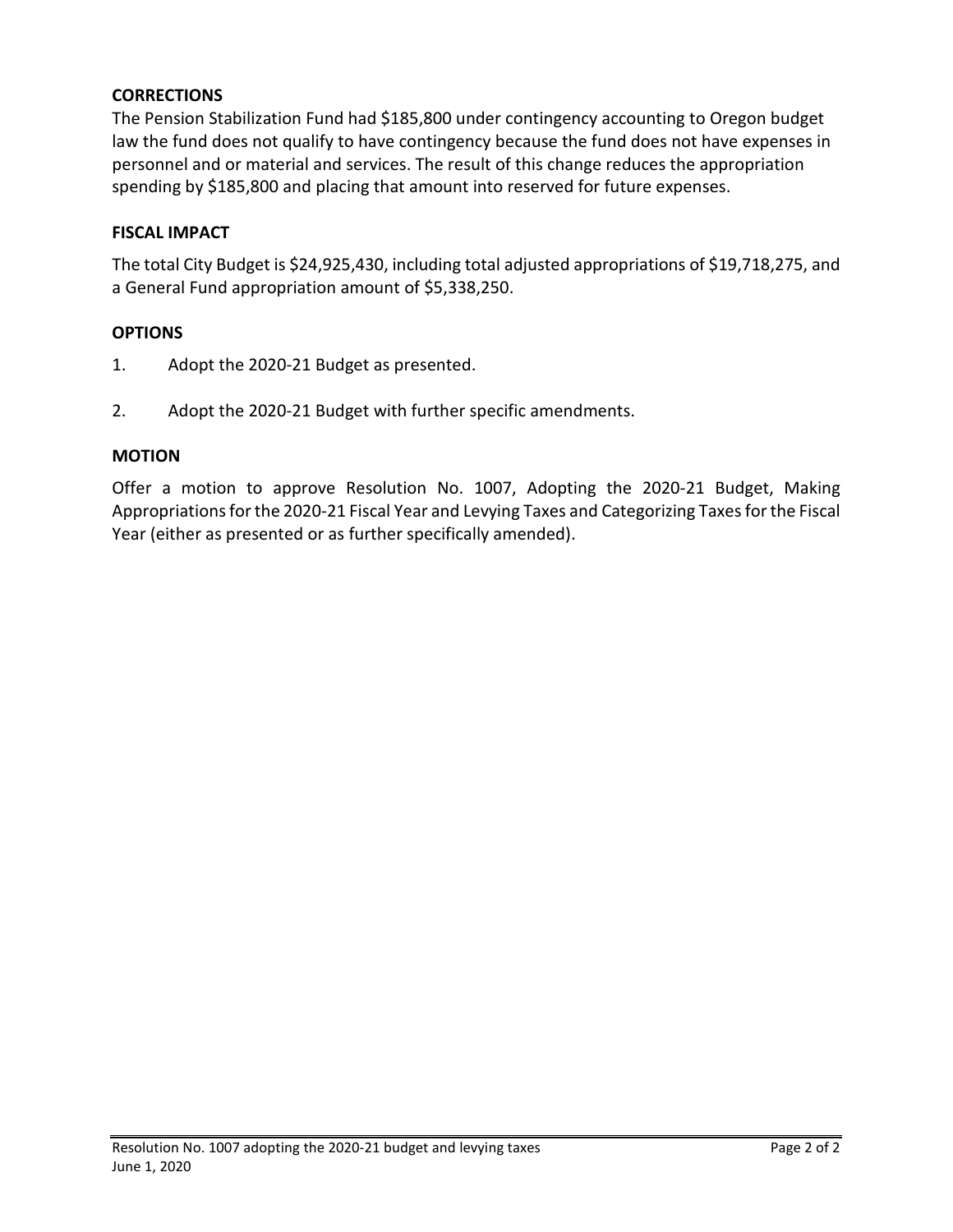**CORRECTIONS**

The Pension Stabilization Fund had $185,800 under contingency accounting to Oregon budget law the fund does not qualify to have contingency because the fund does not have expenses in personnel and or material and services. The result of this change reduces the appropriation spending by $185,800 and placing that amount into reserved for future expenses.

**FISCAL IMPACT**

The total City Budget is $24,925,430, including total adjusted appropriations of $19,718,275, and a General Fund appropriation amount of $5,338,250.

**OPTIONS**

1. Adopt the 2020-21 Budget as presented.

2. Adopt the 2020-21 Budget with further specific amendments.

**MOTION**

Offer a motion to approve Resolution No. 1007, Adopting the 2020-21 Budget, Making Appropriations for the 2020-21 Fiscal Year and Levying Taxes and Categorizing Taxes for the Fiscal Year (either as presented or as further specifically amended).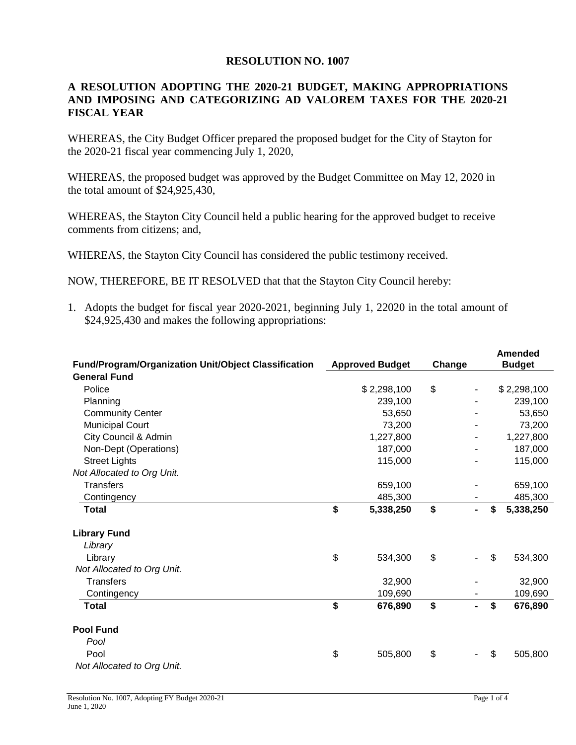# RESOLUTION NO. 1007

## A RESOLUTION ADOPTING THE 2020-21 BUDGET, MAKING APPROPRIATIONS AND IMPOSING AND CATEGORIZING AD VALOREM TAXES FOR THE 2020-21 FISCAL YEAR

WHEREAS, the City Budget Officer prepared the proposed budget for the City of Stayton for the 2020-21 fiscal year commencing July 1, 2020,

WHEREAS, the proposed budget was approved by the Budget Committee on May 12, 2020 in the total amount of $24,925,430,

WHEREAS, the Stayton City Council held a public hearing for the approved budget to receive comments from citizens; and,

WHEREAS, the Stayton City Council has considered the public testimony received.

NOW, THEREFORE, BE IT RESOLVED that that the Stayton City Council hereby:

1. Adopts the budget for fiscal year 2020-2021, beginning July 1, 22020 in the total amount of $24,925,430 and makes the following appropriations:

| Fund/Program/Organization Unit/Object Classification | Approved Budget | Change | Amended Budget |
|---|---|---|---|
| **General Fund** | | | |
| Police | $ 2,298,100 | $ - | $ 2,298,100 |
| Planning | 239,100 | - | 239,100 |
| Community Center | 53,650 | - | 53,650 |
| Municipal Court | 73,200 | - | 73,200 |
| City Council & Admin | 1,227,800 | - | 1,227,800 |
| Non-Dept (Operations) | 187,000 | - | 187,000 |
| Street Lights | 115,000 | - | 115,000 |
| *Not Allocated to Org Unit.* | | | |
| Transfers | 659,100 | - | 659,100 |
| Contingency | 485,300 | - | 485,300 |
| **Total** | **$ 5,338,250** | **$ -** | **$ 5,338,250** |
| | | | |
| **Library Fund** | | | |
| *Library* | | | |
| Library | $ 534,300 | $ - | $ 534,300 |
| *Not Allocated to Org Unit.* | | | |
| Transfers | 32,900 | - | 32,900 |
| Contingency | 109,690 | - | 109,690 |
| **Total** | **$ 676,890** | **$ -** | **$ 676,890** |
| | | | |
| **Pool Fund** | | | |
| *Pool* | | | |
| Pool | $ 505,800 | $ - | $ 505,800 |
| *Not Allocated to Org Unit.* | | | |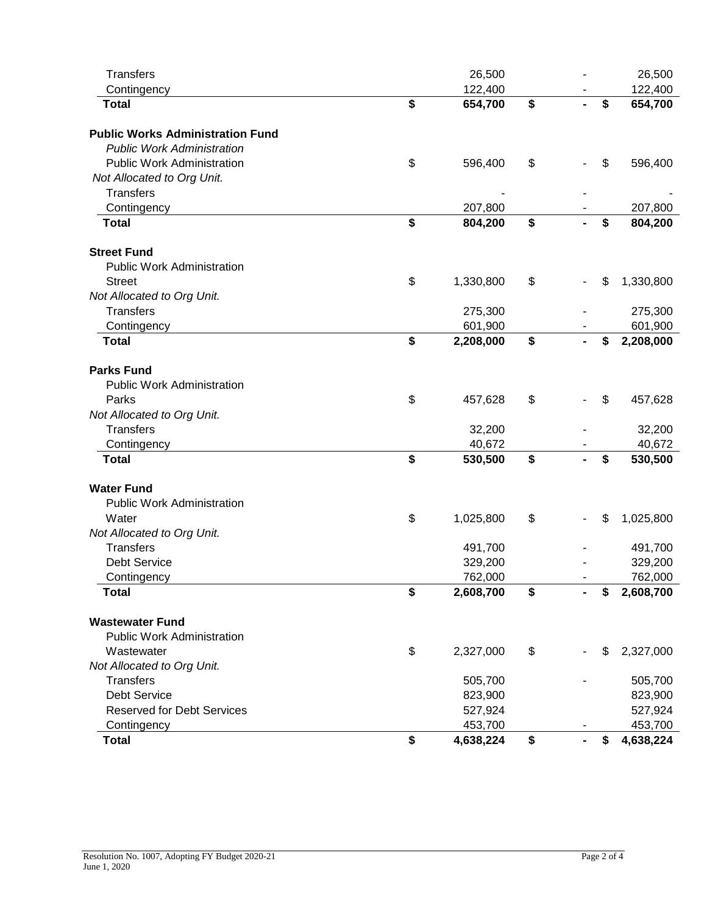| | | | |
|---|---|---|---|
| Transfers | 26,500 | - | 26,500 |
| Contingency | 122,400 | - | 122,400 |
| **Total** | **$ 654,700** | **$ -** | **$ 654,700** |
| | | | |
| **Public Works Administration Fund** | | | |
| *Public Work Administration* | | | |
| Public Work Administration | $ 596,400 | $ - | $ 596,400 |
| *Not Allocated to Org Unit.* | | | |
| Transfers | - | - | - |
| Contingency | 207,800 | - | 207,800 |
| **Total** | **$ 804,200** | **$ -** | **$ 804,200** |
| | | | |
| **Street Fund** | | | |
| Public Work Administration | | | |
| Street | $ 1,330,800 | $ - | $ 1,330,800 |
| *Not Allocated to Org Unit.* | | | |
| Transfers | 275,300 | - | 275,300 |
| Contingency | 601,900 | - | 601,900 |
| **Total** | **$ 2,208,000** | **$ -** | **$ 2,208,000** |
| | | | |
| **Parks Fund** | | | |
| Public Work Administration | | | |
| Parks | $ 457,628 | $ - | $ 457,628 |
| *Not Allocated to Org Unit.* | | | |
| Transfers | 32,200 | - | 32,200 |
| Contingency | 40,672 | - | 40,672 |
| **Total** | **$ 530,500** | **$ -** | **$ 530,500** |
| | | | |
| **Water Fund** | | | |
| Public Work Administration | | | |
| Water | $ 1,025,800 | $ - | $ 1,025,800 |
| *Not Allocated to Org Unit.* | | | |
| Transfers | 491,700 | - | 491,700 |
| Debt Service | 329,200 | - | 329,200 |
| Contingency | 762,000 | - | 762,000 |
| **Total** | **$ 2,608,700** | **$ -** | **$ 2,608,700** |
| | | | |
| **Wastewater Fund** | | | |
| Public Work Administration | | | |
| Wastewater | $ 2,327,000 | $ - | $ 2,327,000 |
| *Not Allocated to Org Unit.* | | | |
| Transfers | 505,700 | - | 505,700 |
| Debt Service | 823,900 | | 823,900 |
| Reserved for Debt Services | 527,924 | | 527,924 |
| Contingency | 453,700 | - | 453,700 |
| **Total** | **$ 4,638,224** | **$ -** | **$ 4,638,224** |

Resolution No. 1007, Adopting FY Budget 2020-21
June 1, 2020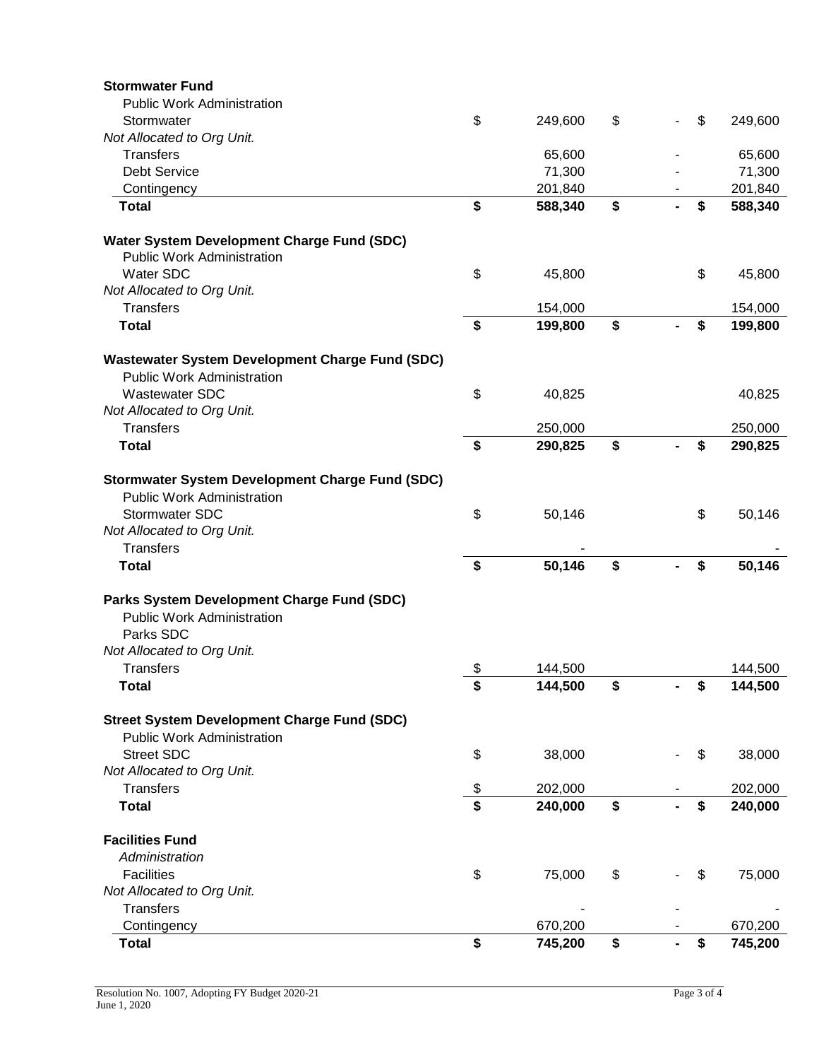| | | | |
|---|---|---|---|
| **Stormwater Fund** | | | |
| Public Work Administration | | | |
| Stormwater | $ 249,600 | $ - | $ 249,600 |
| *Not Allocated to Org Unit.* | | | |
| Transfers | 65,600 | - | 65,600 |
| Debt Service | 71,300 | - | 71,300 |
| Contingency | 201,840 | - | 201,840 |
| **Total** | **$ 588,340** | **$ -** | **$ 588,340** |
| | | | |
| **Water System Development Charge Fund (SDC)** | | | |
| Public Work Administration | | | |
| Water SDC | $ 45,800 | | $ 45,800 |
| *Not Allocated to Org Unit.* | | | |
| Transfers | 154,000 | | 154,000 |
| **Total** | **$ 199,800** | **$ -** | **$ 199,800** |
| | | | |
| **Wastewater System Development Charge Fund (SDC)** | | | |
| Public Work Administration | | | |
| Wastewater SDC | $ 40,825 | | 40,825 |
| *Not Allocated to Org Unit.* | | | |
| Transfers | 250,000 | | 250,000 |
| **Total** | **$ 290,825** | **$ -** | **$ 290,825** |
| | | | |
| **Stormwater System Development Charge Fund (SDC)** | | | |
| Public Work Administration | | | |
| Stormwater SDC | $ 50,146 | | $ 50,146 |
| *Not Allocated to Org Unit.* | | | |
| Transfers | - | | - |
| **Total** | **$ 50,146** | **$ -** | **$ 50,146** |
| | | | |
| **Parks System Development Charge Fund (SDC)** | | | |
| Public Work Administration | | | |
| Parks SDC | | | |
| *Not Allocated to Org Unit.* | | | |
| Transfers | $ 144,500 | | 144,500 |
| **Total** | **$ 144,500** | **$ -** | **$ 144,500** |
| | | | |
| **Street System Development Charge Fund (SDC)** | | | |
| Public Work Administration | | | |
| Street SDC | $ 38,000 | - | $ 38,000 |
| *Not Allocated to Org Unit.* | | | |
| Transfers | $ 202,000 | - | 202,000 |
| **Total** | **$ 240,000** | **$ -** | **$ 240,000** |
| | | | |
| **Facilities Fund** | | | |
| *Administration* | | | |
| Facilities | $ 75,000 | $ - | $ 75,000 |
| *Not Allocated to Org Unit.* | | | |
| Transfers | - | - | - |
| Contingency | 670,200 | - | 670,200 |
| **Total** | **$ 745,200** | **$ -** | **$ 745,200** |

Resolution No. 1007, Adopting FY Budget 2020-21
June 1, 2020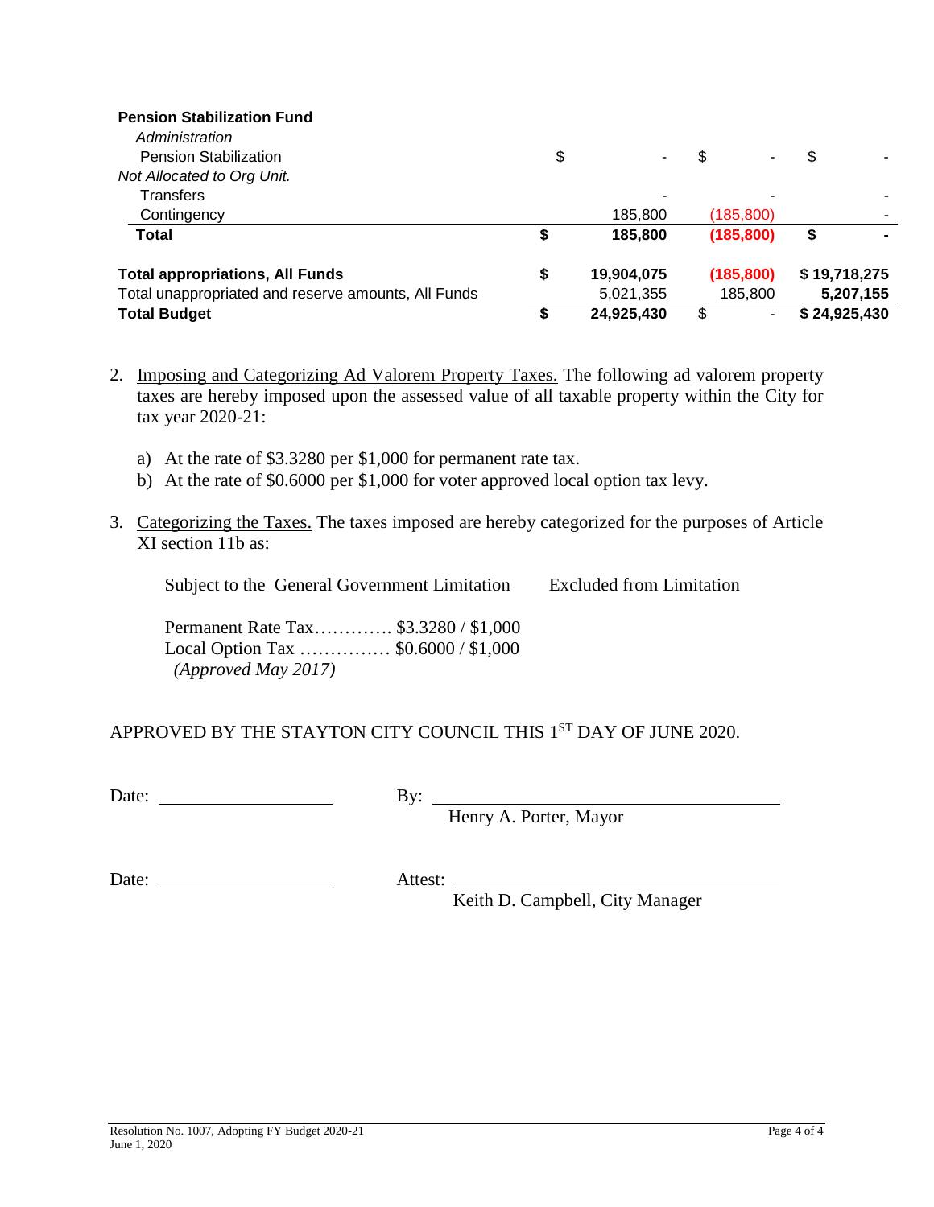| **Pension Stabilization Fund** | | | |
|---|---|---|---|
| *Administration* | | | |
| Pension Stabilization | $ - | $ - | $ - |
| *Not Allocated to Org Unit.* | | | |
| Transfers | - | - | - |
| Contingency | 185,800 | (185,800) | - |
| **Total** | **$ 185,800** | **(185,800)** | **$ -** |
| | | | |
| **Total appropriations, All Funds** | **$ 19,904,075** | **(185,800)** | **$ 19,718,275** |
| Total unappropriated and reserve amounts, All Funds | 5,021,355 | 185,800 | **5,207,155** |
| **Total Budget** | **$ 24,925,430** | $ - | **$ 24,925,430** |

2. Imposing and Categorizing Ad Valorem Property Taxes. The following ad valorem property taxes are hereby imposed upon the assessed value of all taxable property within the City for tax year 2020-21:

   a) At the rate of $3.3280 per $1,000 for permanent rate tax.
   b) At the rate of $0.6000 per $1,000 for voter approved local option tax levy.

3. Categorizing the Taxes. The taxes imposed are hereby categorized for the purposes of Article XI section 11b as:

| Subject to the General Government Limitation | Excluded from Limitation |
|---|---|
| Permanent Rate Tax…………. $3.3280 / $1,000 | |
| Local Option Tax …………… $0.6000 / $1,000 *(Approved May 2017)* | |

APPROVED BY THE STAYTON CITY COUNCIL THIS 1ST DAY OF JUNE 2020.

Date: ____________________ By: ________________________________
Henry A. Porter, Mayor

Date: ____________________ Attest: ________________________________
Keith D. Campbell, City Manager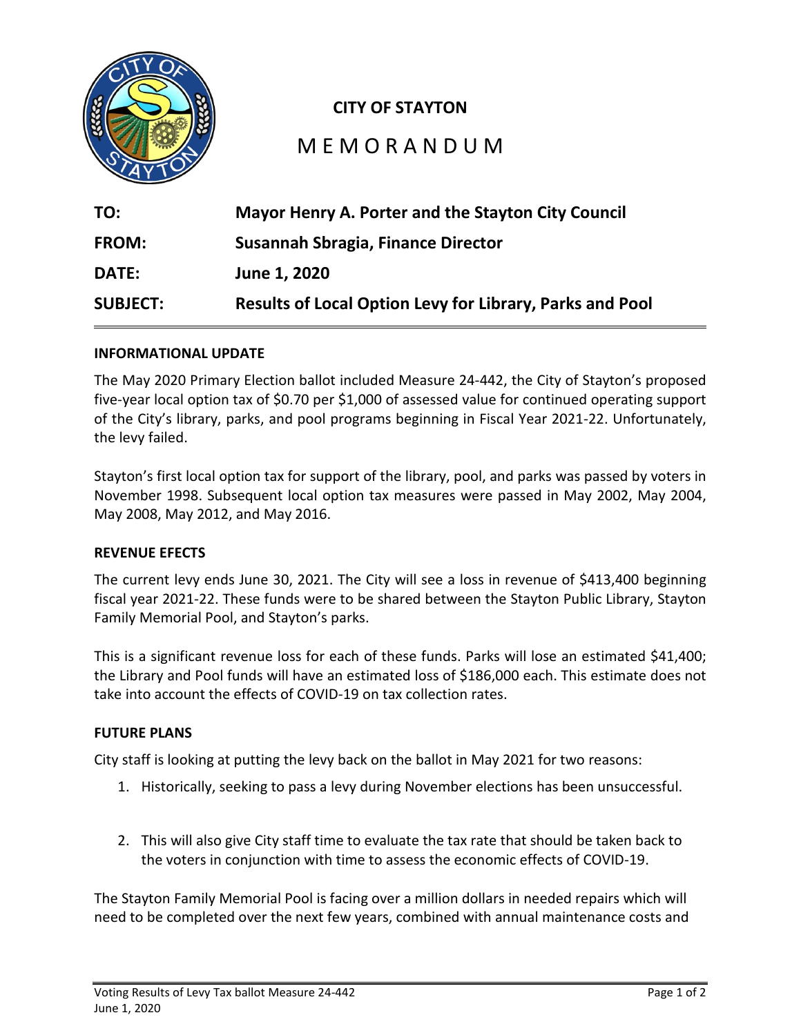**CITY OF STAYTON**

# MEMORANDUM

**TO:** **Mayor Henry A. Porter and the Stayton City Council**

**FROM:** **Susannah Sbragia, Finance Director**

**DATE:** **June 1, 2020**

**SUBJECT:** **Results of Local Option Levy for Library, Parks and Pool**

---

**INFORMATIONAL UPDATE**

The May 2020 Primary Election ballot included Measure 24-442, the City of Stayton's proposed five-year local option tax of $0.70 per $1,000 of assessed value for continued operating support of the City's library, parks, and pool programs beginning in Fiscal Year 2021-22. Unfortunately, the levy failed.

Stayton's first local option tax for support of the library, pool, and parks was passed by voters in November 1998. Subsequent local option tax measures were passed in May 2002, May 2004, May 2008, May 2012, and May 2016.

**REVENUE EFECTS**

The current levy ends June 30, 2021. The City will see a loss in revenue of $413,400 beginning fiscal year 2021-22. These funds were to be shared between the Stayton Public Library, Stayton Family Memorial Pool, and Stayton's parks.

This is a significant revenue loss for each of these funds. Parks will lose an estimated $41,400; the Library and Pool funds will have an estimated loss of $186,000 each. This estimate does not take into account the effects of COVID-19 on tax collection rates.

**FUTURE PLANS**

City staff is looking at putting the levy back on the ballot in May 2021 for two reasons:

1. Historically, seeking to pass a levy during November elections has been unsuccessful.
2. This will also give City staff time to evaluate the tax rate that should be taken back to the voters in conjunction with time to assess the economic effects of COVID-19.

The Stayton Family Memorial Pool is facing over a million dollars in needed repairs which will need to be completed over the next few years, combined with annual maintenance costs and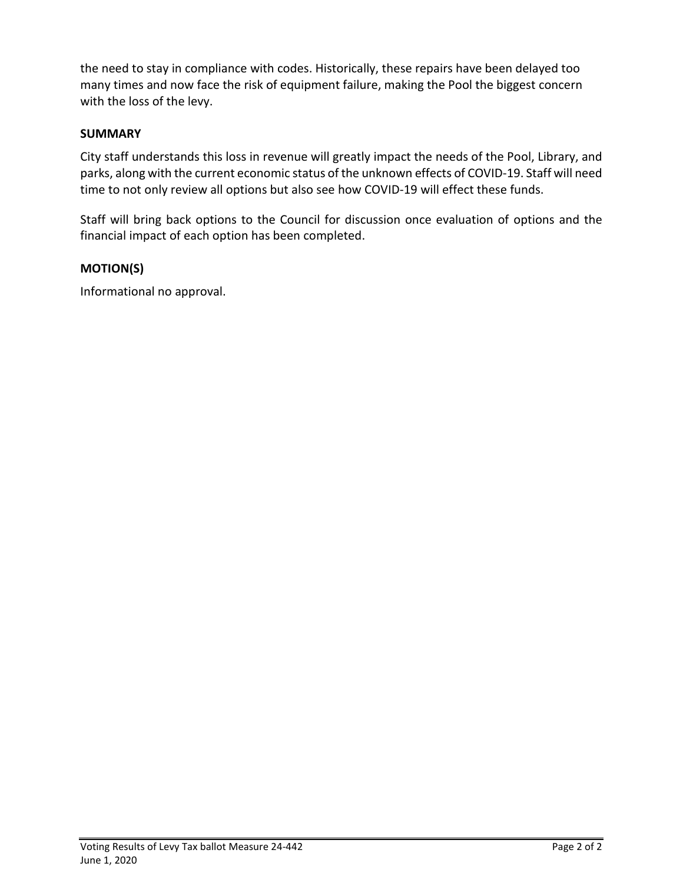the need to stay in compliance with codes. Historically, these repairs have been delayed too many times and now face the risk of equipment failure, making the Pool the biggest concern with the loss of the levy.

**SUMMARY**

City staff understands this loss in revenue will greatly impact the needs of the Pool, Library, and parks, along with the current economic status of the unknown effects of COVID-19. Staff will need time to not only review all options but also see how COVID-19 will effect these funds.

Staff will bring back options to the Council for discussion once evaluation of options and the financial impact of each option has been completed.

**MOTION(S)**

Informational no approval.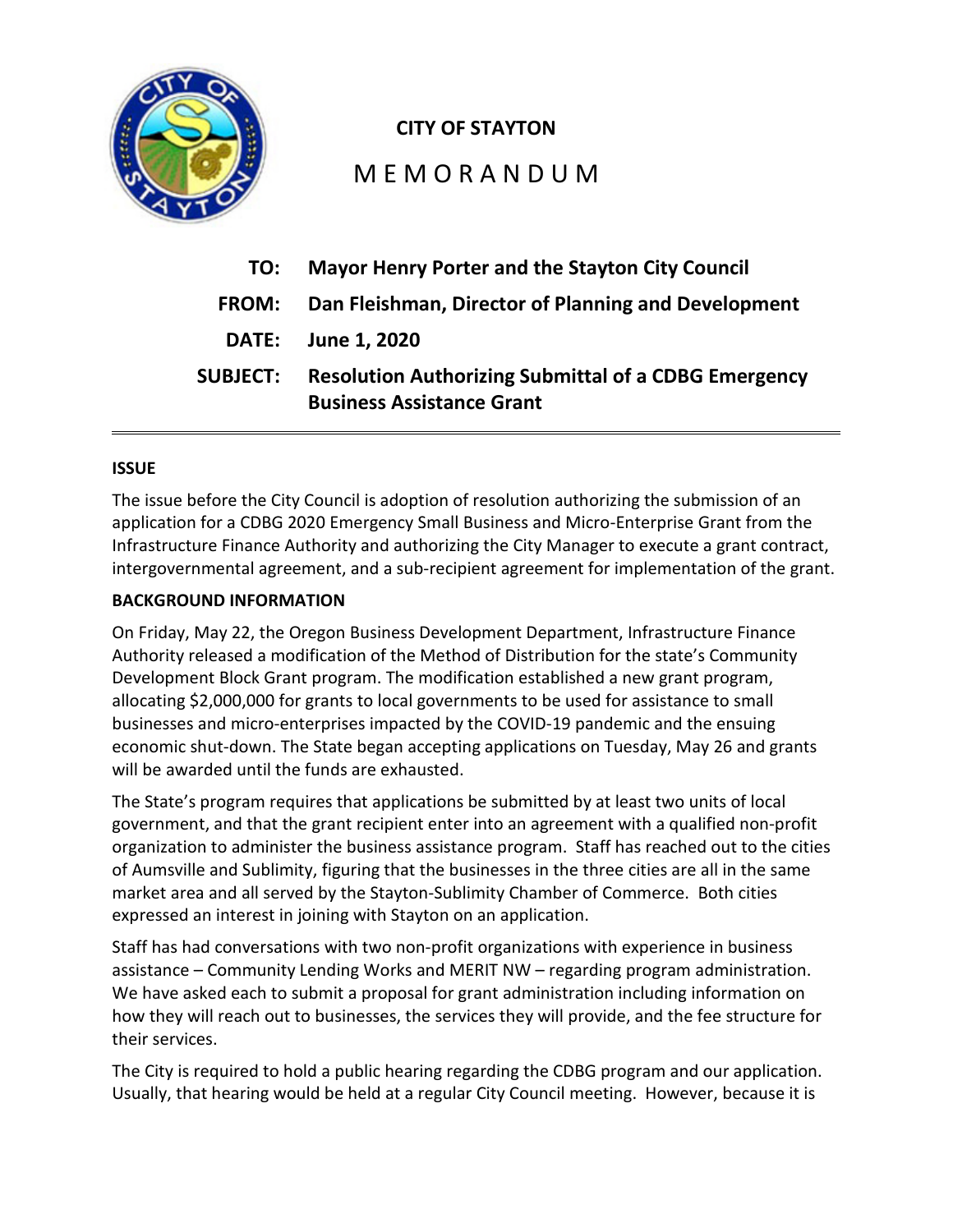**CITY OF STAYTON**

# MEMORANDUM

| | |
|---|---|
| **TO:** | **Mayor Henry Porter and the Stayton City Council** |
| **FROM:** | **Dan Fleishman, Director of Planning and Development** |
| **DATE:** | **June 1, 2020** |
| **SUBJECT:** | **Resolution Authorizing Submittal of a CDBG Emergency Business Assistance Grant** |

---

**ISSUE**

The issue before the City Council is adoption of resolution authorizing the submission of an application for a CDBG 2020 Emergency Small Business and Micro-Enterprise Grant from the Infrastructure Finance Authority and authorizing the City Manager to execute a grant contract, intergovernmental agreement, and a sub-recipient agreement for implementation of the grant.

**BACKGROUND INFORMATION**

On Friday, May 22, the Oregon Business Development Department, Infrastructure Finance Authority released a modification of the Method of Distribution for the state's Community Development Block Grant program. The modification established a new grant program, allocating $2,000,000 for grants to local governments to be used for assistance to small businesses and micro-enterprises impacted by the COVID-19 pandemic and the ensuing economic shut-down. The State began accepting applications on Tuesday, May 26 and grants will be awarded until the funds are exhausted.

The State's program requires that applications be submitted by at least two units of local government, and that the grant recipient enter into an agreement with a qualified non-profit organization to administer the business assistance program. Staff has reached out to the cities of Aumsville and Sublimity, figuring that the businesses in the three cities are all in the same market area and all served by the Stayton-Sublimity Chamber of Commerce. Both cities expressed an interest in joining with Stayton on an application.

Staff has had conversations with two non-profit organizations with experience in business assistance – Community Lending Works and MERIT NW – regarding program administration. We have asked each to submit a proposal for grant administration including information on how they will reach out to businesses, the services they will provide, and the fee structure for their services.

The City is required to hold a public hearing regarding the CDBG program and our application. Usually, that hearing would be held at a regular City Council meeting. However, because it is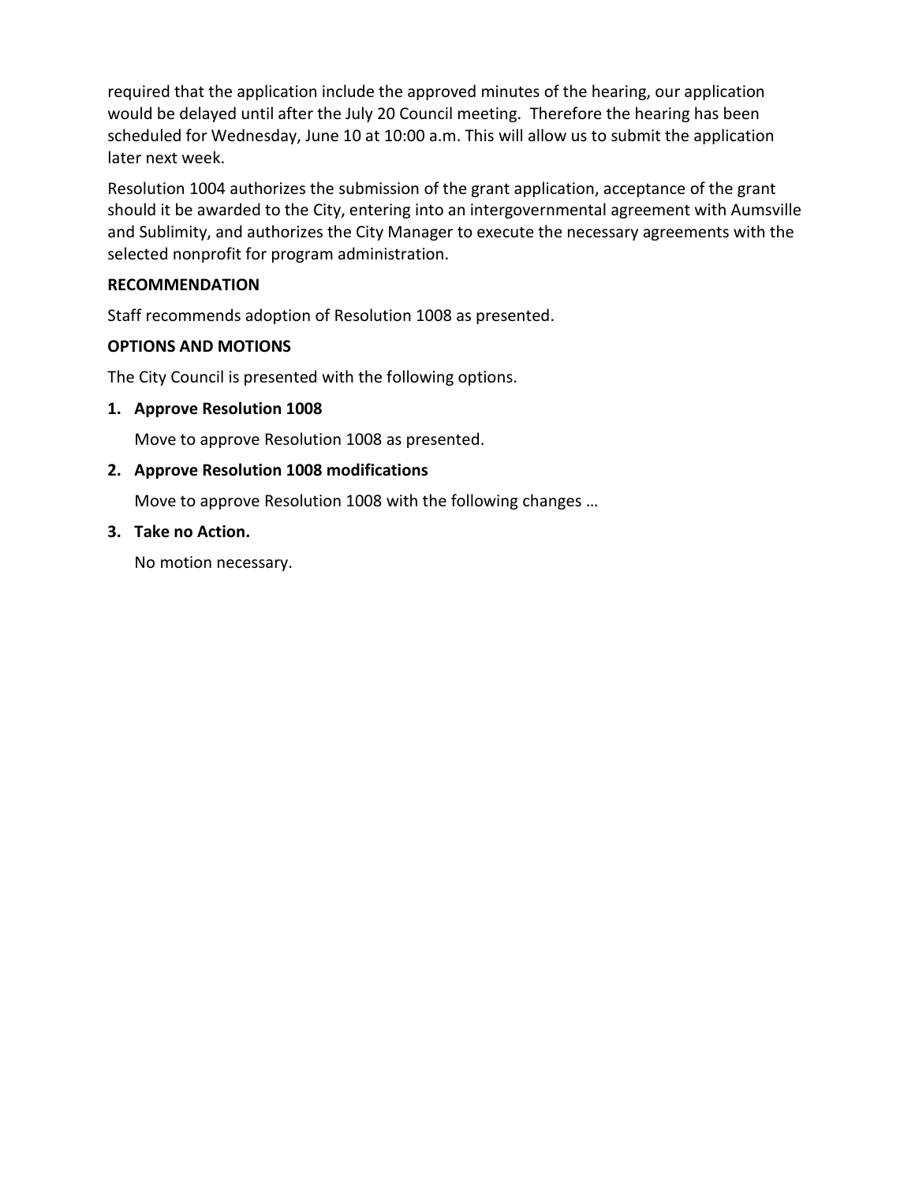required that the application include the approved minutes of the hearing, our application would be delayed until after the July 20 Council meeting. Therefore the hearing has been scheduled for Wednesday, June 10 at 10:00 a.m. This will allow us to submit the application later next week.

Resolution 1004 authorizes the submission of the grant application, acceptance of the grant should it be awarded to the City, entering into an intergovernmental agreement with Aumsville and Sublimity, and authorizes the City Manager to execute the necessary agreements with the selected nonprofit for program administration.

**RECOMMENDATION**

Staff recommends adoption of Resolution 1008 as presented.

**OPTIONS AND MOTIONS**

The City Council is presented with the following options.

1. **Approve Resolution 1008**

   Move to approve Resolution 1008 as presented.

2. **Approve Resolution 1008 modifications**

   Move to approve Resolution 1008 with the following changes …

3. **Take no Action.**

   No motion necessary.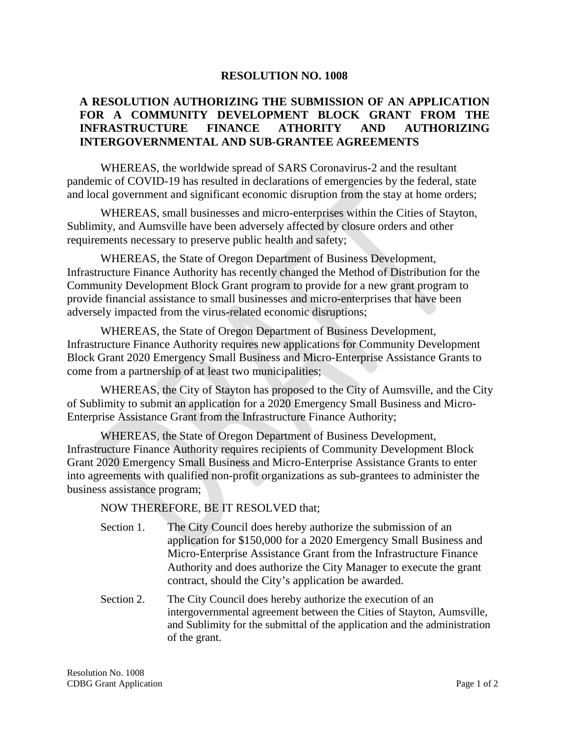# RESOLUTION NO. 1008

## A RESOLUTION AUTHORIZING THE SUBMISSION OF AN APPLICATION FOR A COMMUNITY DEVELOPMENT BLOCK GRANT FROM THE INFRASTRUCTURE FINANCE ATHORITY AND AUTHORIZING INTERGOVERNMENTAL AND SUB-GRANTEE AGREEMENTS

WHEREAS, the worldwide spread of SARS Coronavirus-2 and the resultant pandemic of COVID-19 has resulted in declarations of emergencies by the federal, state and local government and significant economic disruption from the stay at home orders;

WHEREAS, small businesses and micro-enterprises within the Cities of Stayton, Sublimity, and Aumsville have been adversely affected by closure orders and other requirements necessary to preserve public health and safety;

WHEREAS, the State of Oregon Department of Business Development, Infrastructure Finance Authority has recently changed the Method of Distribution for the Community Development Block Grant program to provide for a new grant program to provide financial assistance to small businesses and micro-enterprises that have been adversely impacted from the virus-related economic disruptions;

WHEREAS, the State of Oregon Department of Business Development, Infrastructure Finance Authority requires new applications for Community Development Block Grant 2020 Emergency Small Business and Micro-Enterprise Assistance Grants to come from a partnership of at least two municipalities;

WHEREAS, the City of Stayton has proposed to the City of Aumsville, and the City of Sublimity to submit an application for a 2020 Emergency Small Business and Micro-Enterprise Assistance Grant from the Infrastructure Finance Authority;

WHEREAS, the State of Oregon Department of Business Development, Infrastructure Finance Authority requires recipients of Community Development Block Grant 2020 Emergency Small Business and Micro-Enterprise Assistance Grants to enter into agreements with qualified non-profit organizations as sub-grantees to administer the business assistance program;

NOW THEREFORE, BE IT RESOLVED that;

Section 1. The City Council does hereby authorize the submission of an application for $150,000 for a 2020 Emergency Small Business and Micro-Enterprise Assistance Grant from the Infrastructure Finance Authority and does authorize the City Manager to execute the grant contract, should the City's application be awarded.

Section 2. The City Council does hereby authorize the execution of an intergovernmental agreement between the Cities of Stayton, Aumsville, and Sublimity for the submittal of the application and the administration of the grant.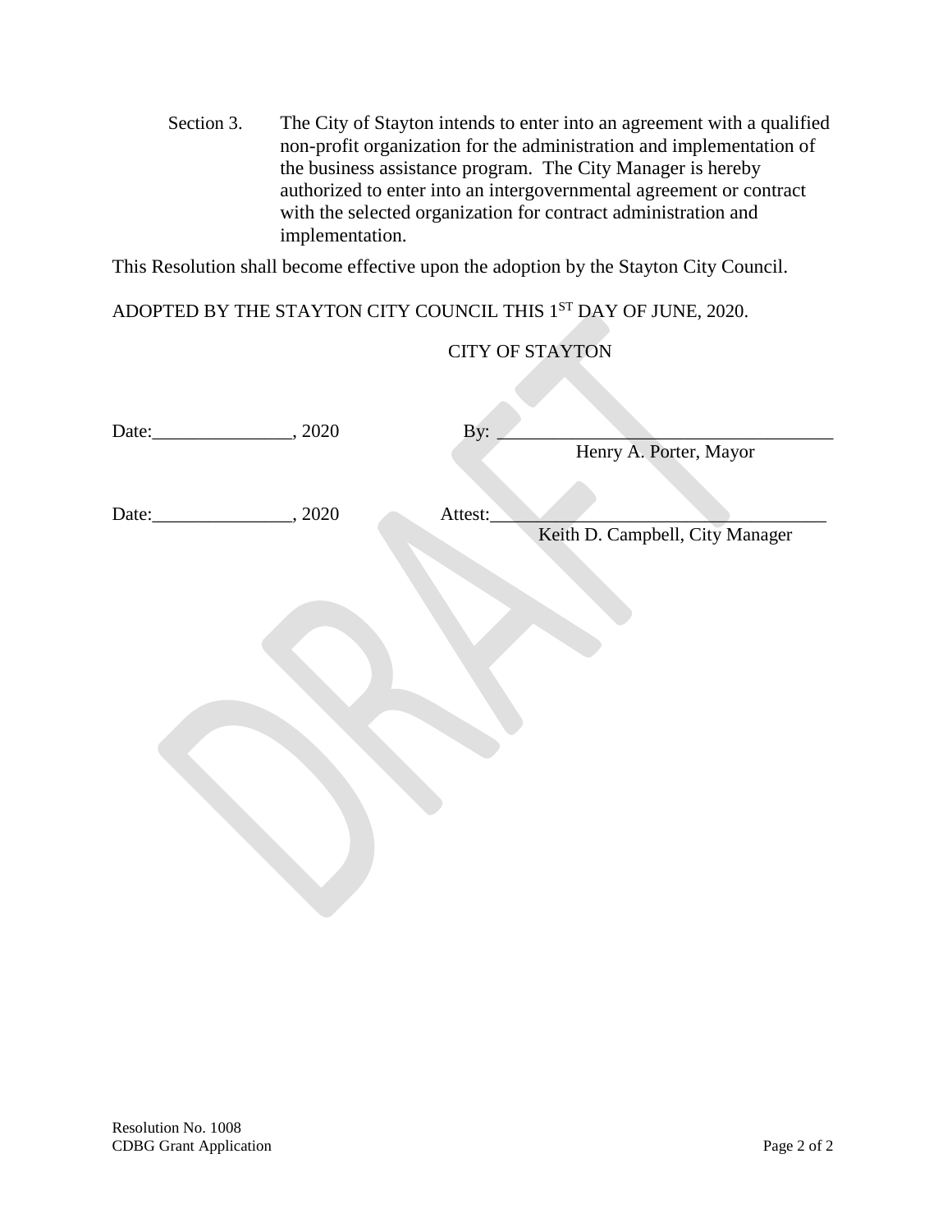Section 3. The City of Stayton intends to enter into an agreement with a qualified non-profit organization for the administration and implementation of the business assistance program. The City Manager is hereby authorized to enter into an intergovernmental agreement or contract with the selected organization for contract administration and implementation.

This Resolution shall become effective upon the adoption by the Stayton City Council.

ADOPTED BY THE STAYTON CITY COUNCIL THIS 1ST DAY OF JUNE, 2020.

CITY OF STAYTON

Date:_______________, 2020 By: ___________________________________

Henry A. Porter, Mayor

Date:_______________, 2020 Attest:___________________________________

Keith D. Campbell, City Manager

Resolution No. 1008
CDBG Grant Application